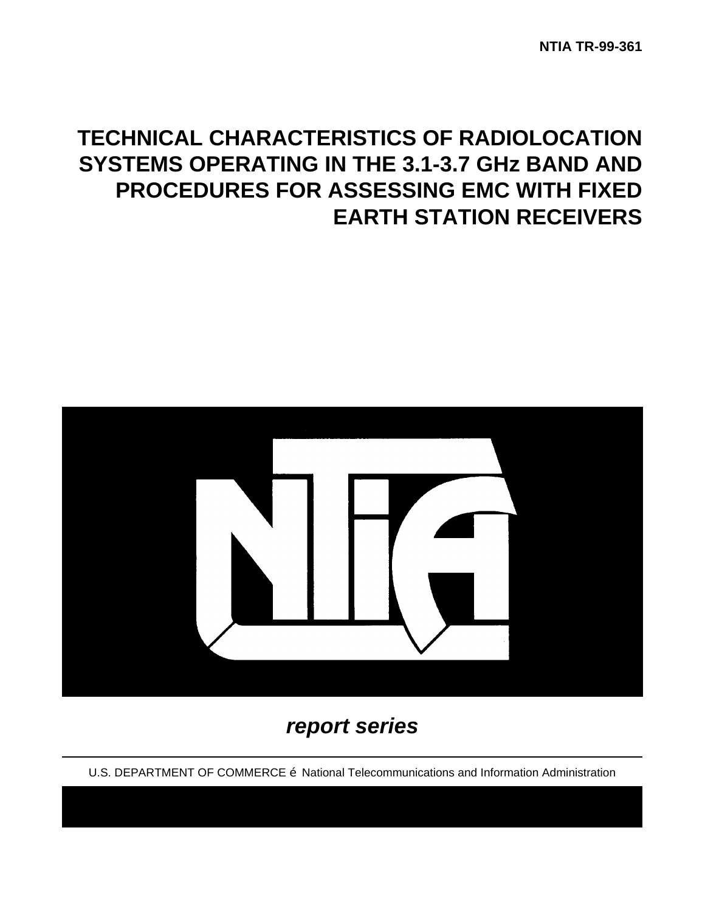NTIA TR-99-361

# TECHNICAL CHARACTERISTICS OF RADIOLOCATION SYSTEMS OPERATING IN THE 3.1-3.7 GHz BAND AND PROCEDURES FOR ASSESSING EMC WITH FIXED EARTH STATION RECEIVERS

***report series***

U.S. DEPARTMENT OF COMMERCE é National Telecommunications and Information Administration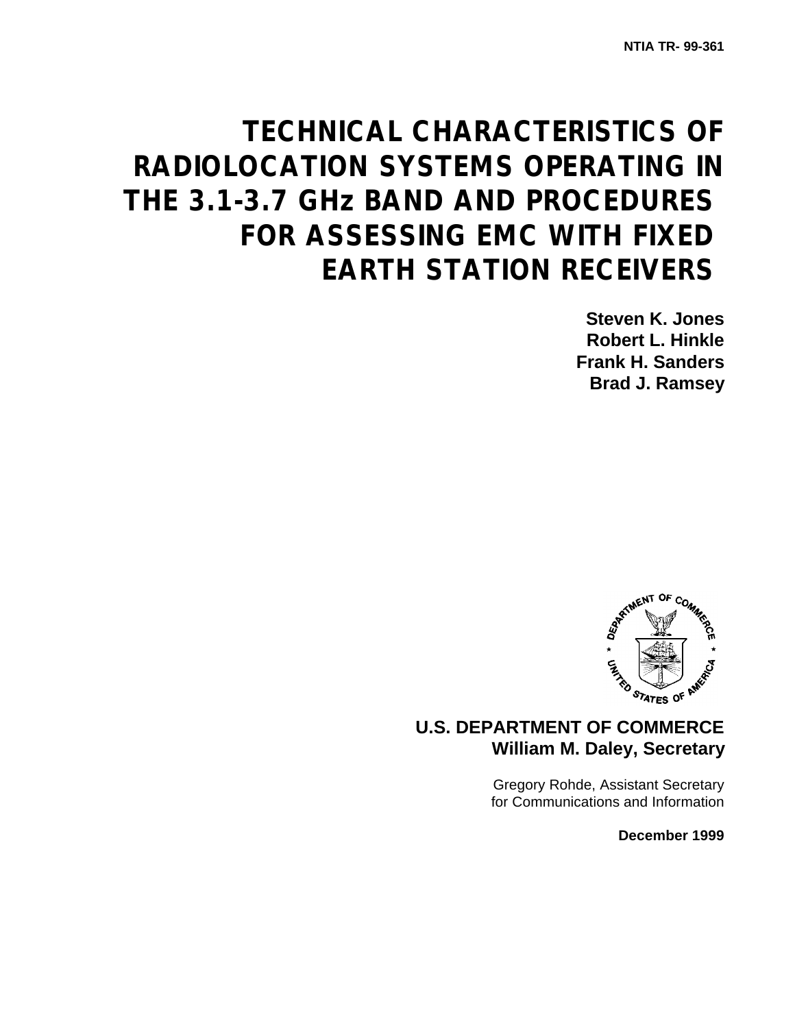NTIA TR- 99-361

# TECHNICAL CHARACTERISTICS OF RADIOLOCATION SYSTEMS OPERATING IN THE 3.1-3.7 GHz BAND AND PROCEDURES FOR ASSESSING EMC WITH FIXED EARTH STATION RECEIVERS

**Steven K. Jones**
**Robert L. Hinkle**
**Frank H. Sanders**
**Brad J. Ramsey**

**U.S. DEPARTMENT OF COMMERCE**
**William M. Daley, Secretary**

Gregory Rohde, Assistant Secretary
for Communications and Information

**December 1999**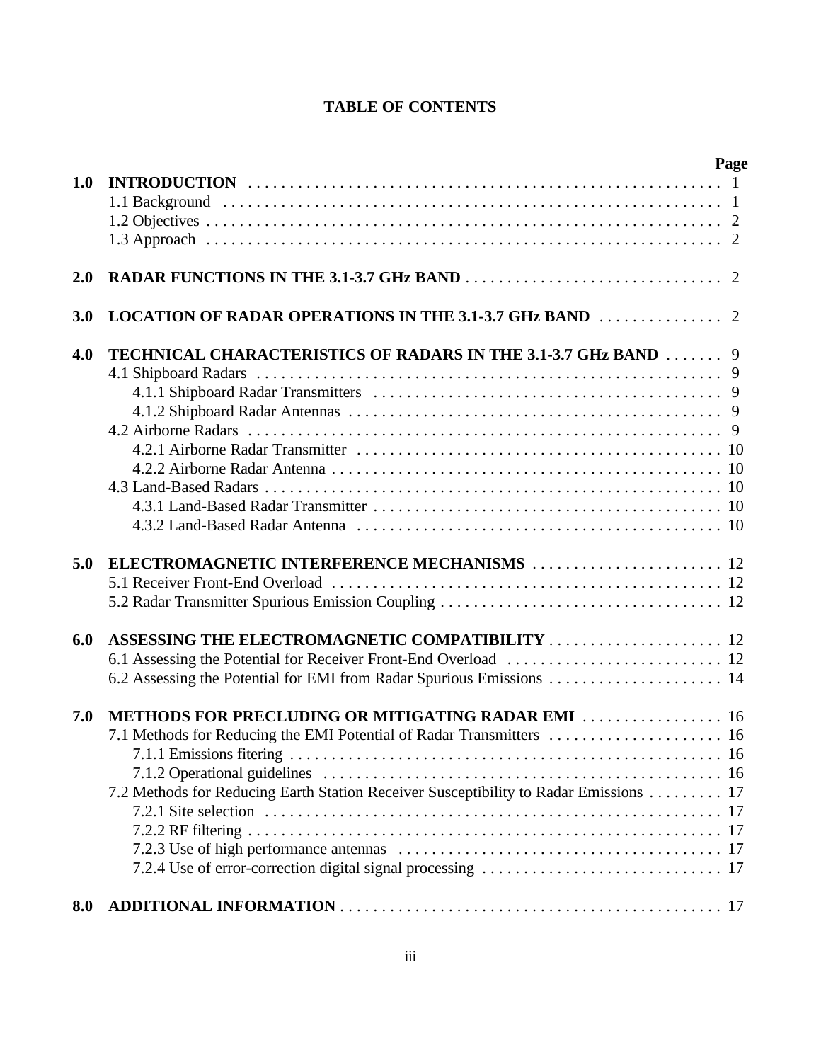# TABLE OF CONTENTS

| | | Page |
|---|---|---|
| **1.0** | **INTRODUCTION** | 1 |
| | 1.1 Background | 1 |
| | 1.2 Objectives | 2 |
| | 1.3 Approach | 2 |
| **2.0** | **RADAR FUNCTIONS IN THE 3.1-3.7 GHz BAND** | 2 |
| **3.0** | **LOCATION OF RADAR OPERATIONS IN THE 3.1-3.7 GHz BAND** | 2 |
| **4.0** | **TECHNICAL CHARACTERISTICS OF RADARS IN THE 3.1-3.7 GHz BAND** | 9 |
| | 4.1 Shipboard Radars | 9 |
| | 4.1.1 Shipboard Radar Transmitters | 9 |
| | 4.1.2 Shipboard Radar Antennas | 9 |
| | 4.2 Airborne Radars | 9 |
| | 4.2.1 Airborne Radar Transmitter | 10 |
| | 4.2.2 Airborne Radar Antenna | 10 |
| | 4.3 Land-Based Radars | 10 |
| | 4.3.1 Land-Based Radar Transmitter | 10 |
| | 4.3.2 Land-Based Radar Antenna | 10 |
| **5.0** | **ELECTROMAGNETIC INTERFERENCE MECHANISMS** | 12 |
| | 5.1 Receiver Front-End Overload | 12 |
| | 5.2 Radar Transmitter Spurious Emission Coupling | 12 |
| **6.0** | **ASSESSING THE ELECTROMAGNETIC COMPATIBILITY** | 12 |
| | 6.1 Assessing the Potential for Receiver Front-End Overload | 12 |
| | 6.2 Assessing the Potential for EMI from Radar Spurious Emissions | 14 |
| **7.0** | **METHODS FOR PRECLUDING OR MITIGATING RADAR EMI** | 16 |
| | 7.1 Methods for Reducing the EMI Potential of Radar Transmitters | 16 |
| | 7.1.1 Emissions fitering | 16 |
| | 7.1.2 Operational guidelines | 16 |
| | 7.2 Methods for Reducing Earth Station Receiver Susceptibility to Radar Emissions | 17 |
| | 7.2.1 Site selection | 17 |
| | 7.2.2 RF filtering | 17 |
| | 7.2.3 Use of high performance antennas | 17 |
| | 7.2.4 Use of error-correction digital signal processing | 17 |
| **8.0** | **ADDITIONAL INFORMATION** | 17 |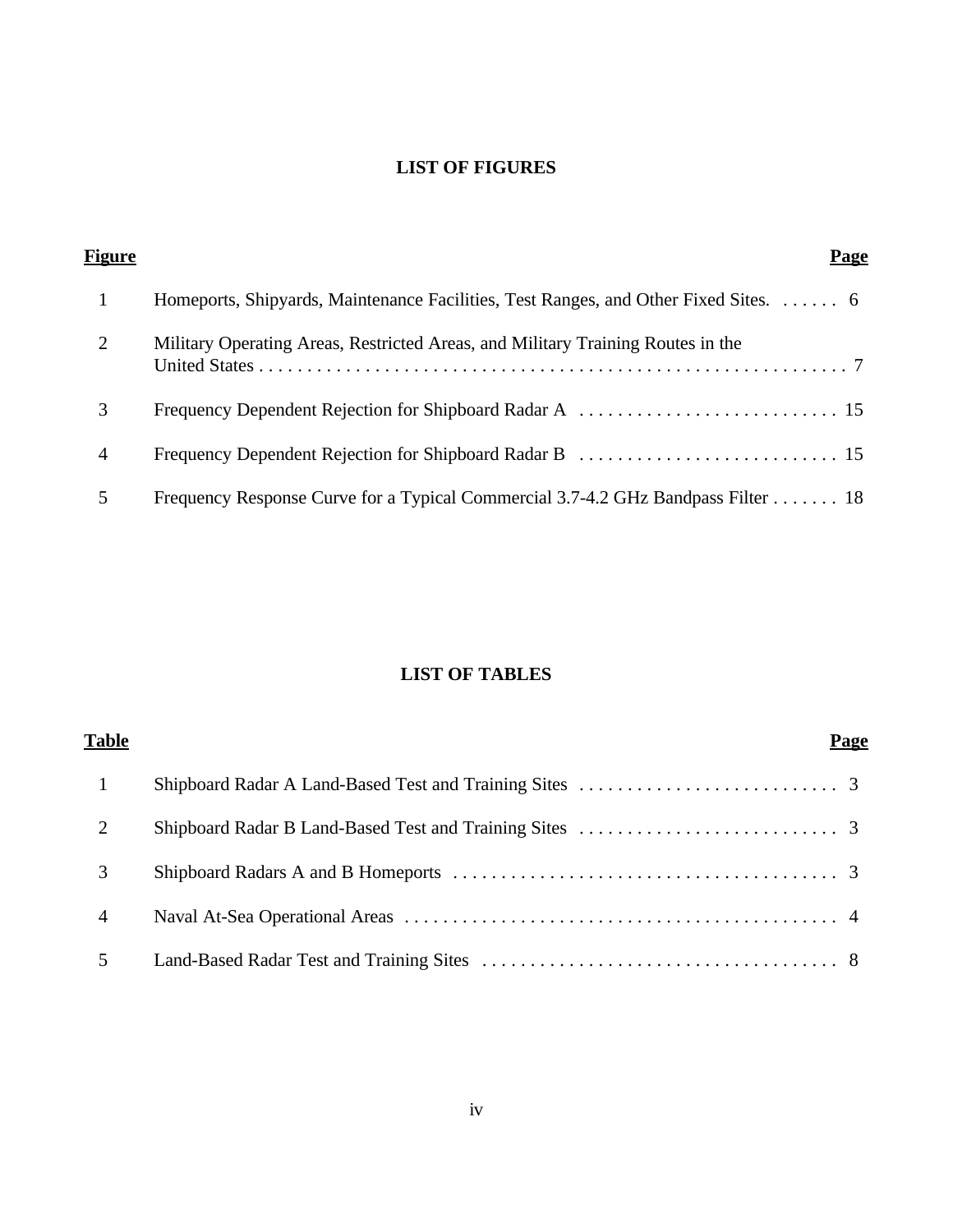## LIST OF FIGURES

| Figure | | Page |
|---|---|---|
| 1 | Homeports, Shipyards, Maintenance Facilities, Test Ranges, and Other Fixed Sites. | 6 |
| 2 | Military Operating Areas, Restricted Areas, and Military Training Routes in the United States | 7 |
| 3 | Frequency Dependent Rejection for Shipboard Radar A | 15 |
| 4 | Frequency Dependent Rejection for Shipboard Radar B | 15 |
| 5 | Frequency Response Curve for a Typical Commercial 3.7-4.2 GHz Bandpass Filter | 18 |

## LIST OF TABLES

| Table | | Page |
|---|---|---|
| 1 | Shipboard Radar A Land-Based Test and Training Sites | 3 |
| 2 | Shipboard Radar B Land-Based Test and Training Sites | 3 |
| 3 | Shipboard Radars A and B Homeports | 3 |
| 4 | Naval At-Sea Operational Areas | 4 |
| 5 | Land-Based Radar Test and Training Sites | 8 |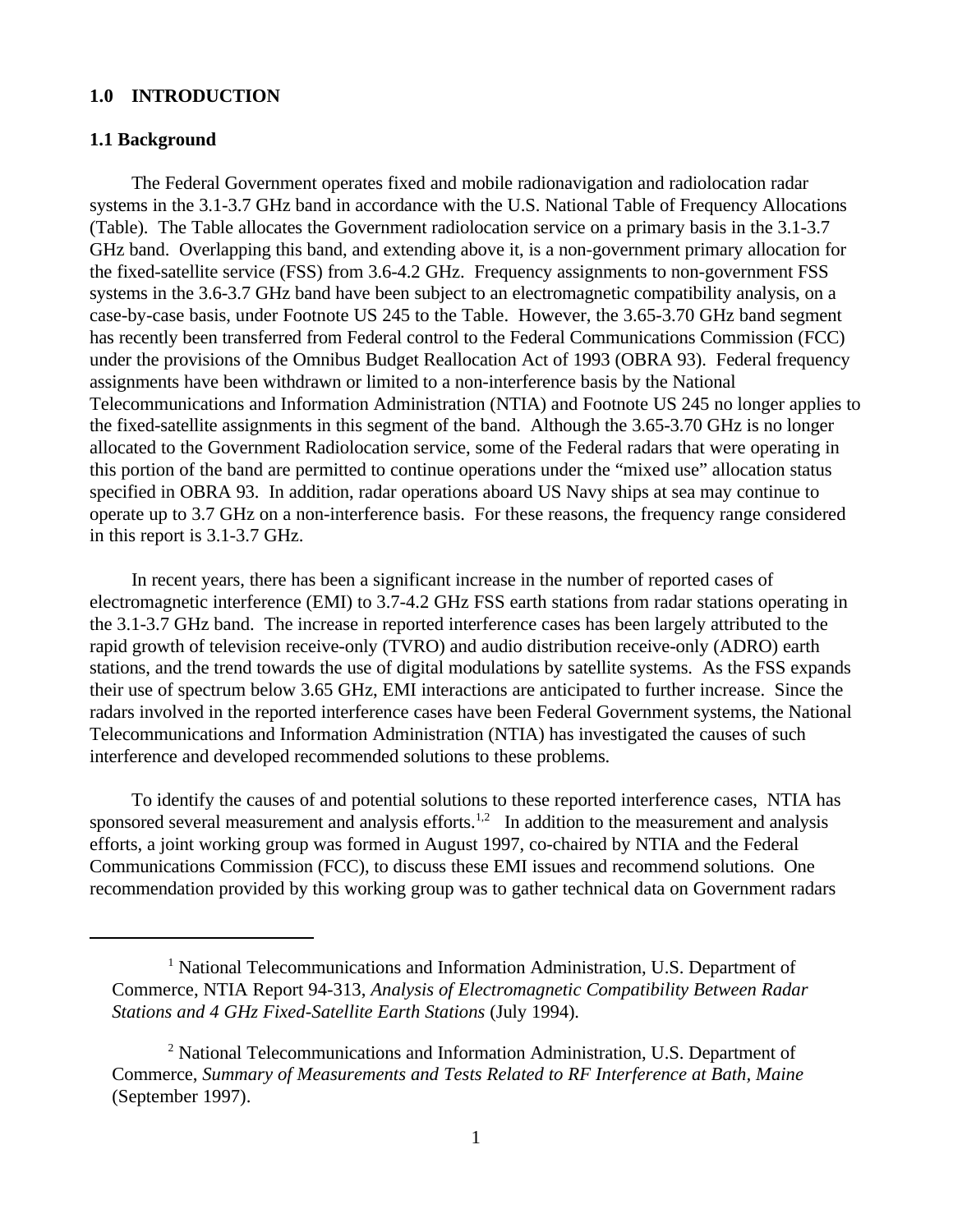## 1.0 INTRODUCTION

### 1.1 Background

The Federal Government operates fixed and mobile radionavigation and radiolocation radar systems in the 3.1-3.7 GHz band in accordance with the U.S. National Table of Frequency Allocations (Table). The Table allocates the Government radiolocation service on a primary basis in the 3.1-3.7 GHz band. Overlapping this band, and extending above it, is a non-government primary allocation for the fixed-satellite service (FSS) from 3.6-4.2 GHz. Frequency assignments to non-government FSS systems in the 3.6-3.7 GHz band have been subject to an electromagnetic compatibility analysis, on a case-by-case basis, under Footnote US 245 to the Table. However, the 3.65-3.70 GHz band segment has recently been transferred from Federal control to the Federal Communications Commission (FCC) under the provisions of the Omnibus Budget Reallocation Act of 1993 (OBRA 93). Federal frequency assignments have been withdrawn or limited to a non-interference basis by the National Telecommunications and Information Administration (NTIA) and Footnote US 245 no longer applies to the fixed-satellite assignments in this segment of the band. Although the 3.65-3.70 GHz is no longer allocated to the Government Radiolocation service, some of the Federal radars that were operating in this portion of the band are permitted to continue operations under the "mixed use" allocation status specified in OBRA 93. In addition, radar operations aboard US Navy ships at sea may continue to operate up to 3.7 GHz on a non-interference basis. For these reasons, the frequency range considered in this report is 3.1-3.7 GHz.

In recent years, there has been a significant increase in the number of reported cases of electromagnetic interference (EMI) to 3.7-4.2 GHz FSS earth stations from radar stations operating in the 3.1-3.7 GHz band. The increase in reported interference cases has been largely attributed to the rapid growth of television receive-only (TVRO) and audio distribution receive-only (ADRO) earth stations, and the trend towards the use of digital modulations by satellite systems. As the FSS expands their use of spectrum below 3.65 GHz, EMI interactions are anticipated to further increase. Since the radars involved in the reported interference cases have been Federal Government systems, the National Telecommunications and Information Administration (NTIA) has investigated the causes of such interference and developed recommended solutions to these problems.

To identify the causes of and potential solutions to these reported interference cases, NTIA has sponsored several measurement and analysis efforts.[1,2] In addition to the measurement and analysis efforts, a joint working group was formed in August 1997, co-chaired by NTIA and the Federal Communications Commission (FCC), to discuss these EMI issues and recommend solutions. One recommendation provided by this working group was to gather technical data on Government radars

---

[1] National Telecommunications and Information Administration, U.S. Department of Commerce, NTIA Report 94-313, *Analysis of Electromagnetic Compatibility Between Radar Stations and 4 GHz Fixed-Satellite Earth Stations* (July 1994).

[2] National Telecommunications and Information Administration, U.S. Department of Commerce, *Summary of Measurements and Tests Related to RF Interference at Bath, Maine* (September 1997).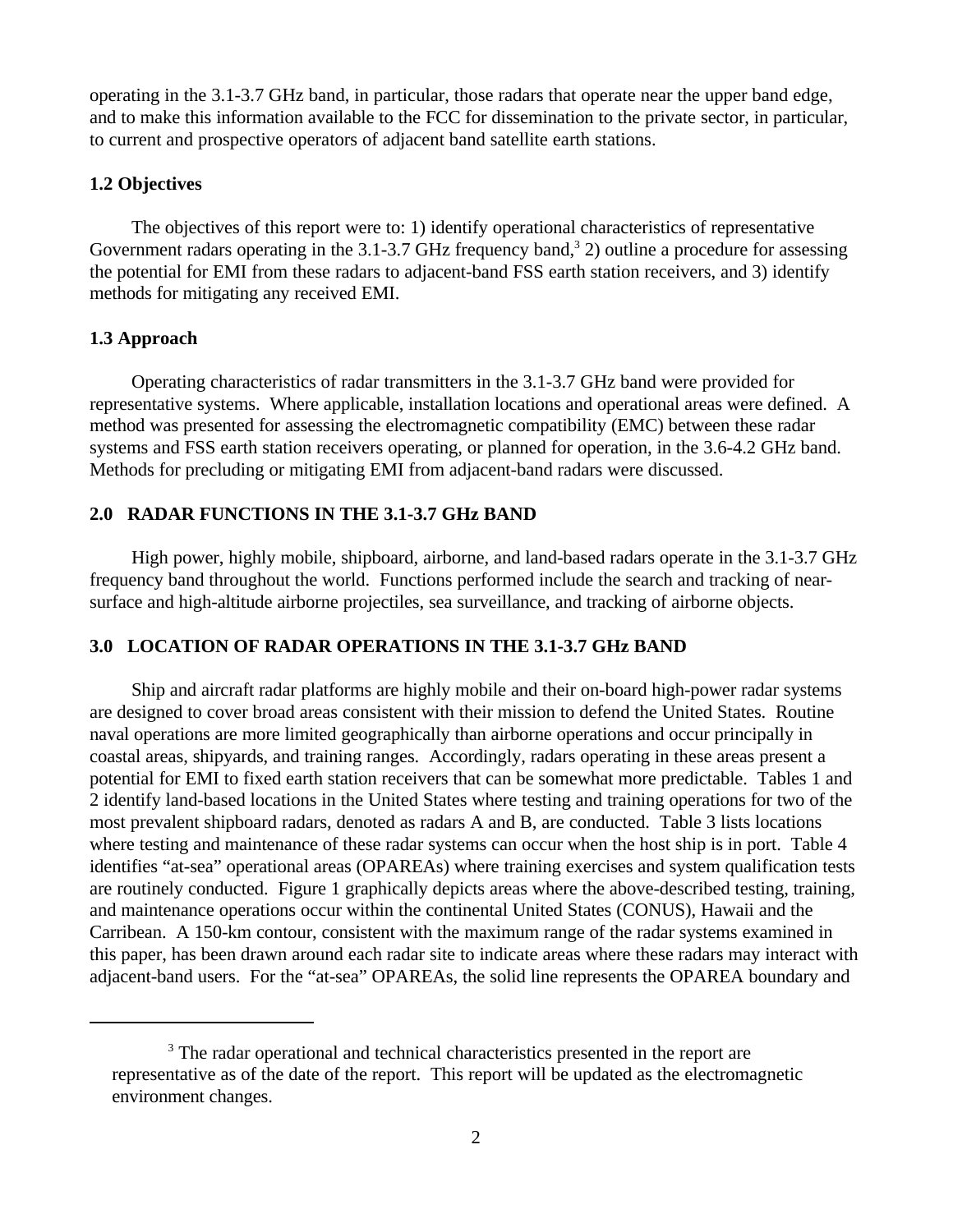operating in the 3.1-3.7 GHz band, in particular, those radars that operate near the upper band edge, and to make this information available to the FCC for dissemination to the private sector, in particular, to current and prospective operators of adjacent band satellite earth stations.

### 1.2 Objectives

The objectives of this report were to: 1) identify operational characteristics of representative Government radars operating in the 3.1-3.7 GHz frequency band,[3] 2) outline a procedure for assessing the potential for EMI from these radars to adjacent-band FSS earth station receivers, and 3) identify methods for mitigating any received EMI.

### 1.3 Approach

Operating characteristics of radar transmitters in the 3.1-3.7 GHz band were provided for representative systems. Where applicable, installation locations and operational areas were defined. A method was presented for assessing the electromagnetic compatibility (EMC) between these radar systems and FSS earth station receivers operating, or planned for operation, in the 3.6-4.2 GHz band. Methods for precluding or mitigating EMI from adjacent-band radars were discussed.

## 2.0 RADAR FUNCTIONS IN THE 3.1-3.7 GHz BAND

High power, highly mobile, shipboard, airborne, and land-based radars operate in the 3.1-3.7 GHz frequency band throughout the world. Functions performed include the search and tracking of near-surface and high-altitude airborne projectiles, sea surveillance, and tracking of airborne objects.

## 3.0 LOCATION OF RADAR OPERATIONS IN THE 3.1-3.7 GHz BAND

Ship and aircraft radar platforms are highly mobile and their on-board high-power radar systems are designed to cover broad areas consistent with their mission to defend the United States. Routine naval operations are more limited geographically than airborne operations and occur principally in coastal areas, shipyards, and training ranges. Accordingly, radars operating in these areas present a potential for EMI to fixed earth station receivers that can be somewhat more predictable. Tables 1 and 2 identify land-based locations in the United States where testing and training operations for two of the most prevalent shipboard radars, denoted as radars A and B, are conducted. Table 3 lists locations where testing and maintenance of these radar systems can occur when the host ship is in port. Table 4 identifies "at-sea" operational areas (OPAREAs) where training exercises and system qualification tests are routinely conducted. Figure 1 graphically depicts areas where the above-described testing, training, and maintenance operations occur within the continental United States (CONUS), Hawaii and the Carribean. A 150-km contour, consistent with the maximum range of the radar systems examined in this paper, has been drawn around each radar site to indicate areas where these radars may interact with adjacent-band users. For the "at-sea" OPAREAs, the solid line represents the OPAREA boundary and

---

[3] The radar operational and technical characteristics presented in the report are representative as of the date of the report. This report will be updated as the electromagnetic environment changes.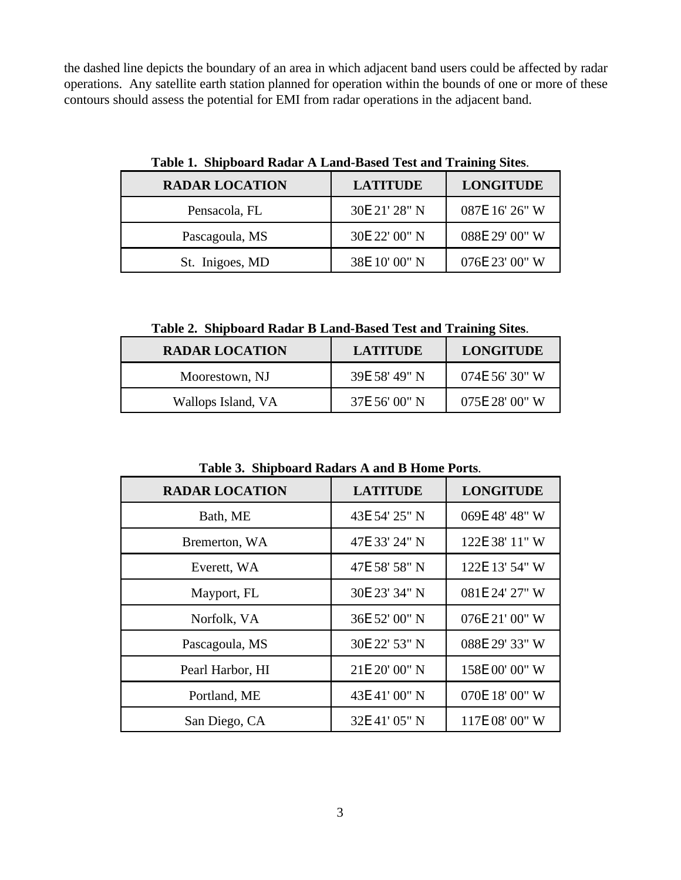the dashed line depicts the boundary of an area in which adjacent band users could be affected by radar operations. Any satellite earth station planned for operation within the bounds of one or more of these contours should assess the potential for EMI from radar operations in the adjacent band.

**Table 1. Shipboard Radar A Land-Based Test and Training Sites.**

| RADAR LOCATION | LATITUDE | LONGITUDE |
| --- | --- | --- |
| Pensacola, FL | 30E 21' 28" N | 087E 16' 26" W |
| Pascagoula, MS | 30E 22' 00" N | 088E 29' 00" W |
| St. Inigoes, MD | 38E 10' 00" N | 076E 23' 00" W |

**Table 2. Shipboard Radar B Land-Based Test and Training Sites.**

| RADAR LOCATION | LATITUDE | LONGITUDE |
| --- | --- | --- |
| Moorestown, NJ | 39E 58' 49" N | 074E 56' 30" W |
| Wallops Island, VA | 37E 56' 00" N | 075E 28' 00" W |

**Table 3. Shipboard Radars A and B Home Ports.**

| RADAR LOCATION | LATITUDE | LONGITUDE |
| --- | --- | --- |
| Bath, ME | 43E 54' 25" N | 069E 48' 48" W |
| Bremerton, WA | 47E 33' 24" N | 122E 38' 11" W |
| Everett, WA | 47E 58' 58" N | 122E 13' 54" W |
| Mayport, FL | 30E 23' 34" N | 081E 24' 27" W |
| Norfolk, VA | 36E 52' 00" N | 076E 21' 00" W |
| Pascagoula, MS | 30E 22' 53" N | 088E 29' 33" W |
| Pearl Harbor, HI | 21E 20' 00" N | 158E 00' 00" W |
| Portland, ME | 43E 41' 00" N | 070E 18' 00" W |
| San Diego, CA | 32E 41' 05" N | 117E 08' 00" W |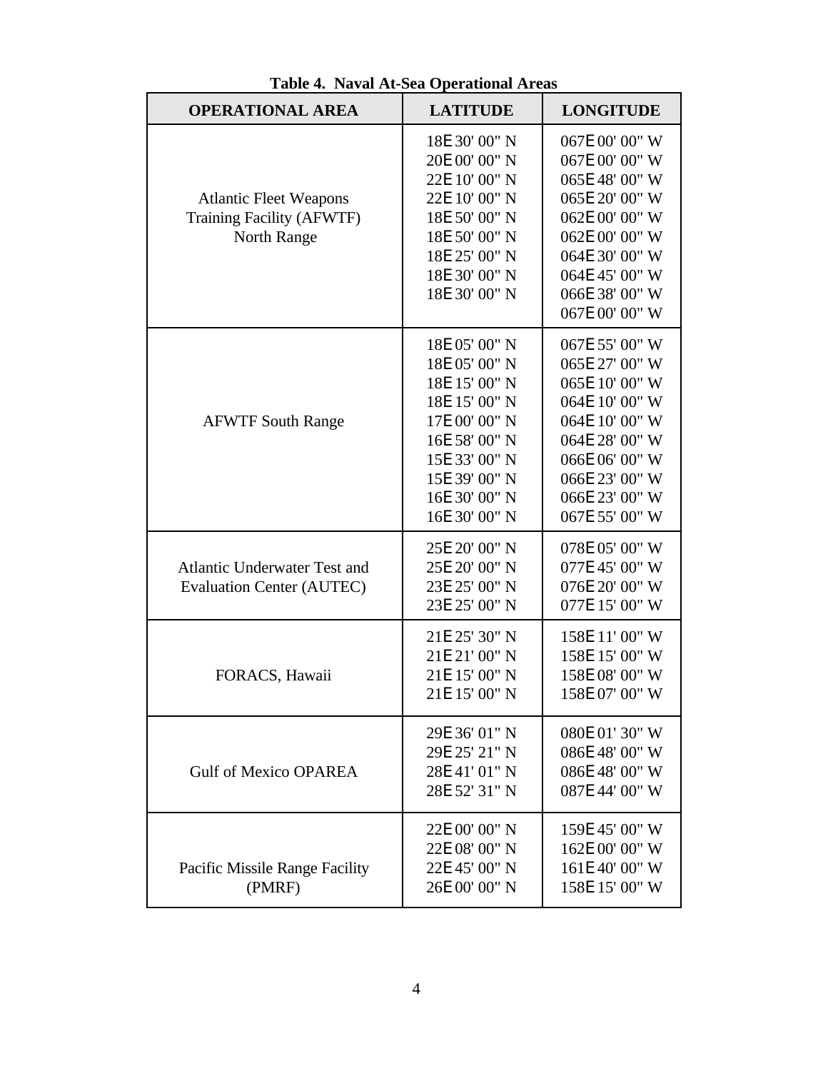**Table 4. Naval At-Sea Operational Areas**

| OPERATIONAL AREA | LATITUDE | LONGITUDE |
|---|---|---|
| Atlantic Fleet Weapons Training Facility (AFWTF) North Range | 18E 30' 00" N | 067E 00' 00" W |
| | 20E 00' 00" N | 067E 00' 00" W |
| | 22E 10' 00" N | 065E 48' 00" W |
| | 22E 10' 00" N | 065E 20' 00" W |
| | 18E 50' 00" N | 062E 00' 00" W |
| | 18E 50' 00" N | 062E 00' 00" W |
| | 18E 25' 00" N | 064E 30' 00" W |
| | 18E 30' 00" N | 064E 45' 00" W |
| | 18E 30' 00" N | 066E 38' 00" W |
| | | 067E 00' 00" W |
| AFWTF South Range | 18E 05' 00" N | 067E 55' 00" W |
| | 18E 05' 00" N | 065E 27' 00" W |
| | 18E 15' 00" N | 065E 10' 00" W |
| | 18E 15' 00" N | 064E 10' 00" W |
| | 17E 00' 00" N | 064E 10' 00" W |
| | 16E 58' 00" N | 064E 28' 00" W |
| | 15E 33' 00" N | 066E 06' 00" W |
| | 15E 39' 00" N | 066E 23' 00" W |
| | 16E 30' 00" N | 066E 23' 00" W |
| | 16E 30' 00" N | 067E 55' 00" W |
| Atlantic Underwater Test and Evaluation Center (AUTEC) | 25E 20' 00" N | 078E 05' 00" W |
| | 25E 20' 00" N | 077E 45' 00" W |
| | 23E 25' 00" N | 076E 20' 00" W |
| | 23E 25' 00" N | 077E 15' 00" W |
| FORACS, Hawaii | 21E 25' 30" N | 158E 11' 00" W |
| | 21E 21' 00" N | 158E 15' 00" W |
| | 21E 15' 00" N | 158E 08' 00" W |
| | 21E 15' 00" N | 158E 07' 00" W |
| Gulf of Mexico OPAREA | 29E 36' 01" N | 080E 01' 30" W |
| | 29E 25' 21" N | 086E 48' 00" W |
| | 28E 41' 01" N | 086E 48' 00" W |
| | 28E 52' 31" N | 087E 44' 00" W |
| Pacific Missile Range Facility (PMRF) | 22E 00' 00" N | 159E 45' 00" W |
| | 22E 08' 00" N | 162E 00' 00" W |
| | 22E 45' 00" N | 161E 40' 00" W |
| | 26E 00' 00" N | 158E 15' 00" W |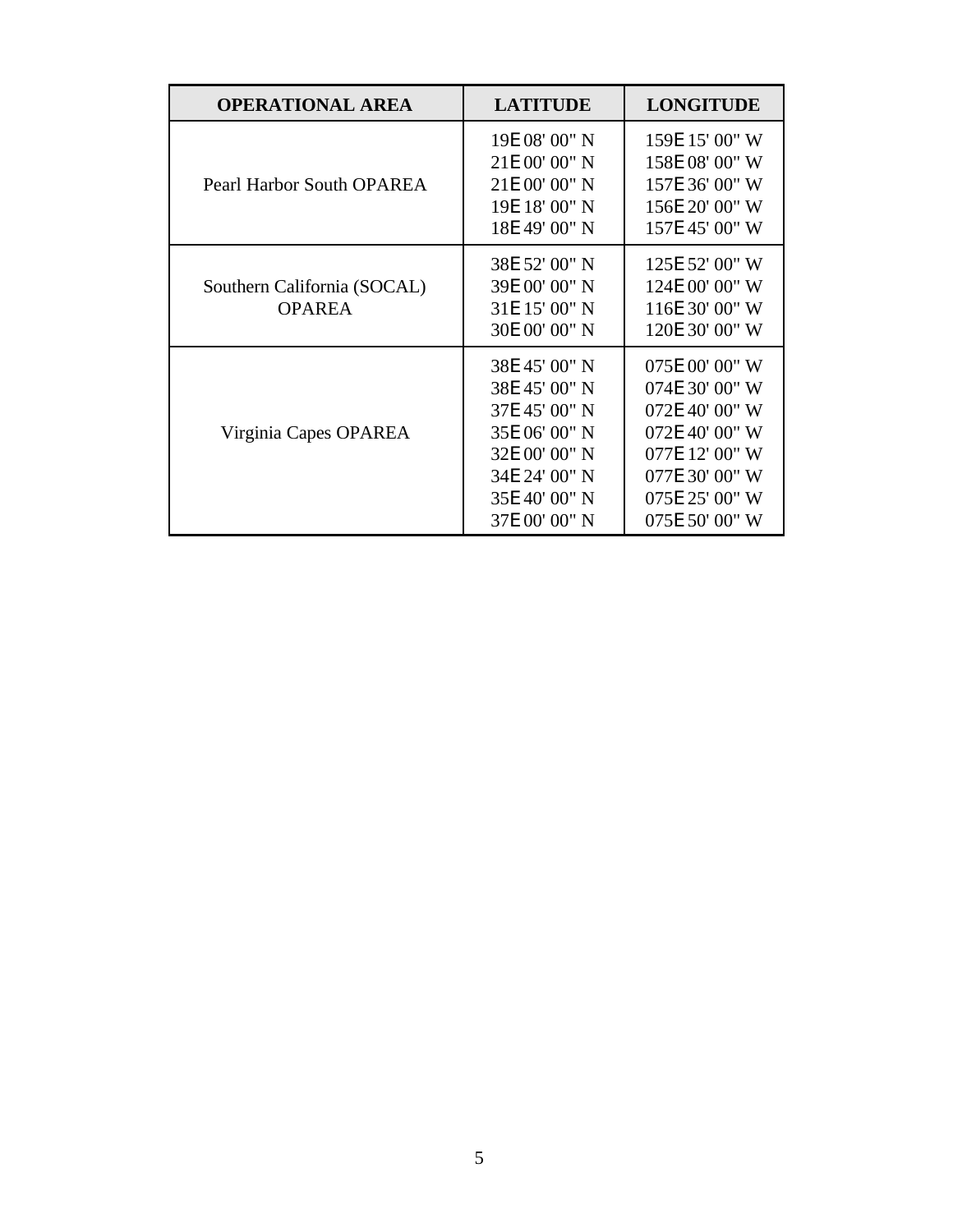| OPERATIONAL AREA | LATITUDE | LONGITUDE |
|---|---|---|
| Pearl Harbor South OPAREA | 19E 08' 00" N | 159E 15' 00" W |
| | 21E 00' 00" N | 158E 08' 00" W |
| | 21E 00' 00" N | 157E 36' 00" W |
| | 19E 18' 00" N | 156E 20' 00" W |
| | 18E 49' 00" N | 157E 45' 00" W |
| Southern California (SOCAL) OPAREA | 38E 52' 00" N | 125E 52' 00" W |
| | 39E 00' 00" N | 124E 00' 00" W |
| | 31E 15' 00" N | 116E 30' 00" W |
| | 30E 00' 00" N | 120E 30' 00" W |
| Virginia Capes OPAREA | 38E 45' 00" N | 075E 00' 00" W |
| | 38E 45' 00" N | 074E 30' 00" W |
| | 37E 45' 00" N | 072E 40' 00" W |
| | 35E 06' 00" N | 072E 40' 00" W |
| | 32E 00' 00" N | 077E 12' 00" W |
| | 34E 24' 00" N | 077E 30' 00" W |
| | 35E 40' 00" N | 075E 25' 00" W |
| | 37E 00' 00" N | 075E 50' 00" W |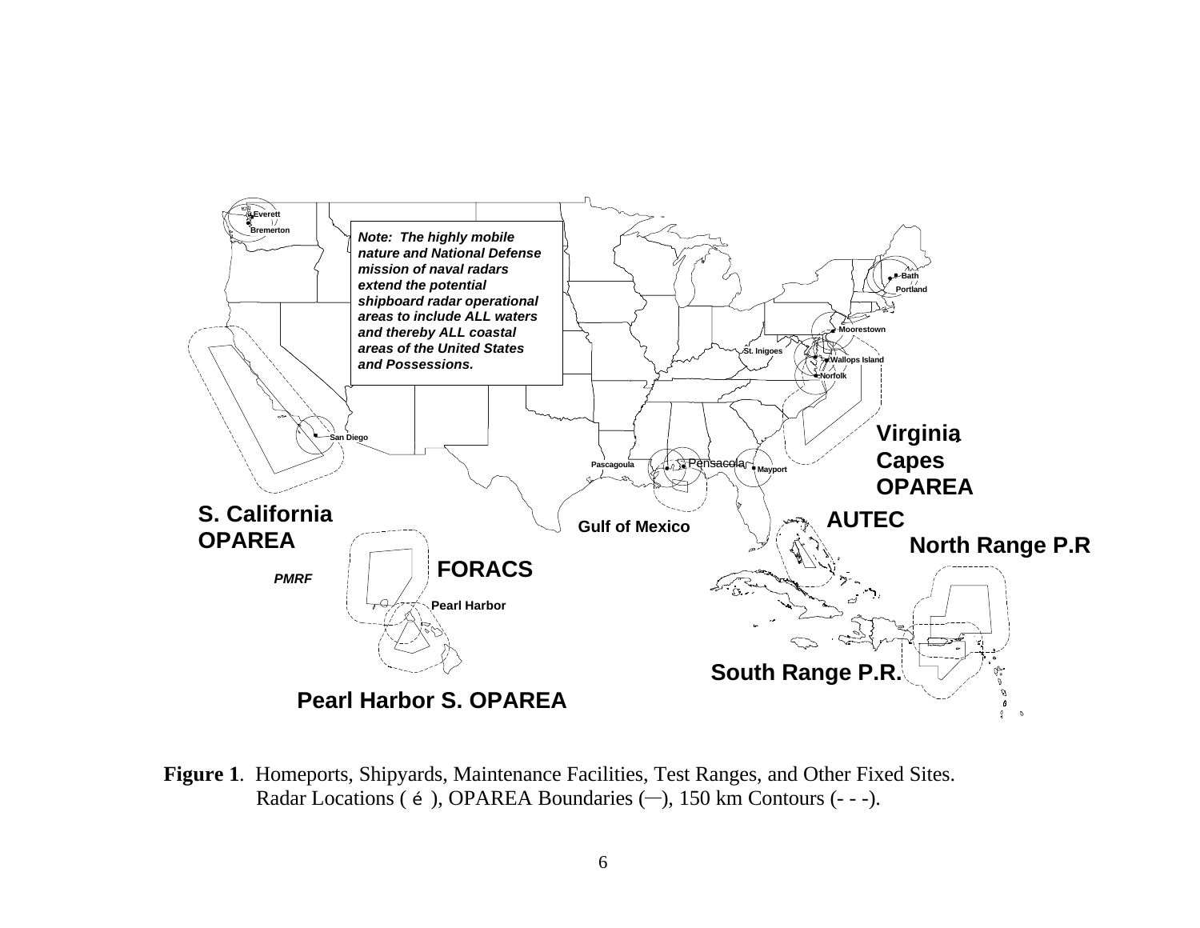**Figure 1**. Homeports, Shipyards, Maintenance Facilities, Test Ranges, and Other Fixed Sites. Radar Locations ( é ), OPAREA Boundaries (—), 150 km Contours (- - -).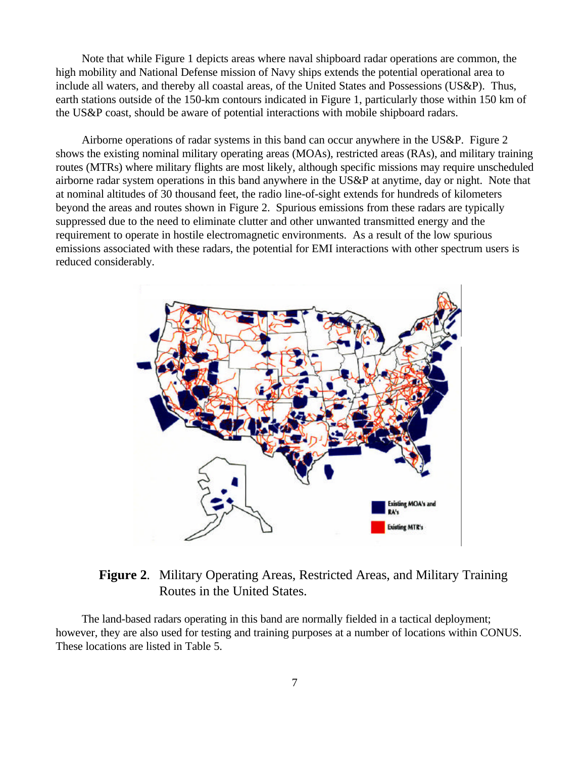Note that while Figure 1 depicts areas where naval shipboard radar operations are common, the high mobility and National Defense mission of Navy ships extends the potential operational area to include all waters, and thereby all coastal areas, of the United States and Possessions (US&P). Thus, earth stations outside of the 150-km contours indicated in Figure 1, particularly those within 150 km of the US&P coast, should be aware of potential interactions with mobile shipboard radars.

Airborne operations of radar systems in this band can occur anywhere in the US&P. Figure 2 shows the existing nominal military operating areas (MOAs), restricted areas (RAs), and military training routes (MTRs) where military flights are most likely, although specific missions may require unscheduled airborne radar system operations in this band anywhere in the US&P at anytime, day or night. Note that at nominal altitudes of 30 thousand feet, the radio line-of-sight extends for hundreds of kilometers beyond the areas and routes shown in Figure 2. Spurious emissions from these radars are typically suppressed due to the need to eliminate clutter and other unwanted transmitted energy and the requirement to operate in hostile electromagnetic environments. As a result of the low spurious emissions associated with these radars, the potential for EMI interactions with other spectrum users is reduced considerably.

**Figure 2**. Military Operating Areas, Restricted Areas, and Military Training Routes in the United States.

The land-based radars operating in this band are normally fielded in a tactical deployment; however, they are also used for testing and training purposes at a number of locations within CONUS. These locations are listed in Table 5.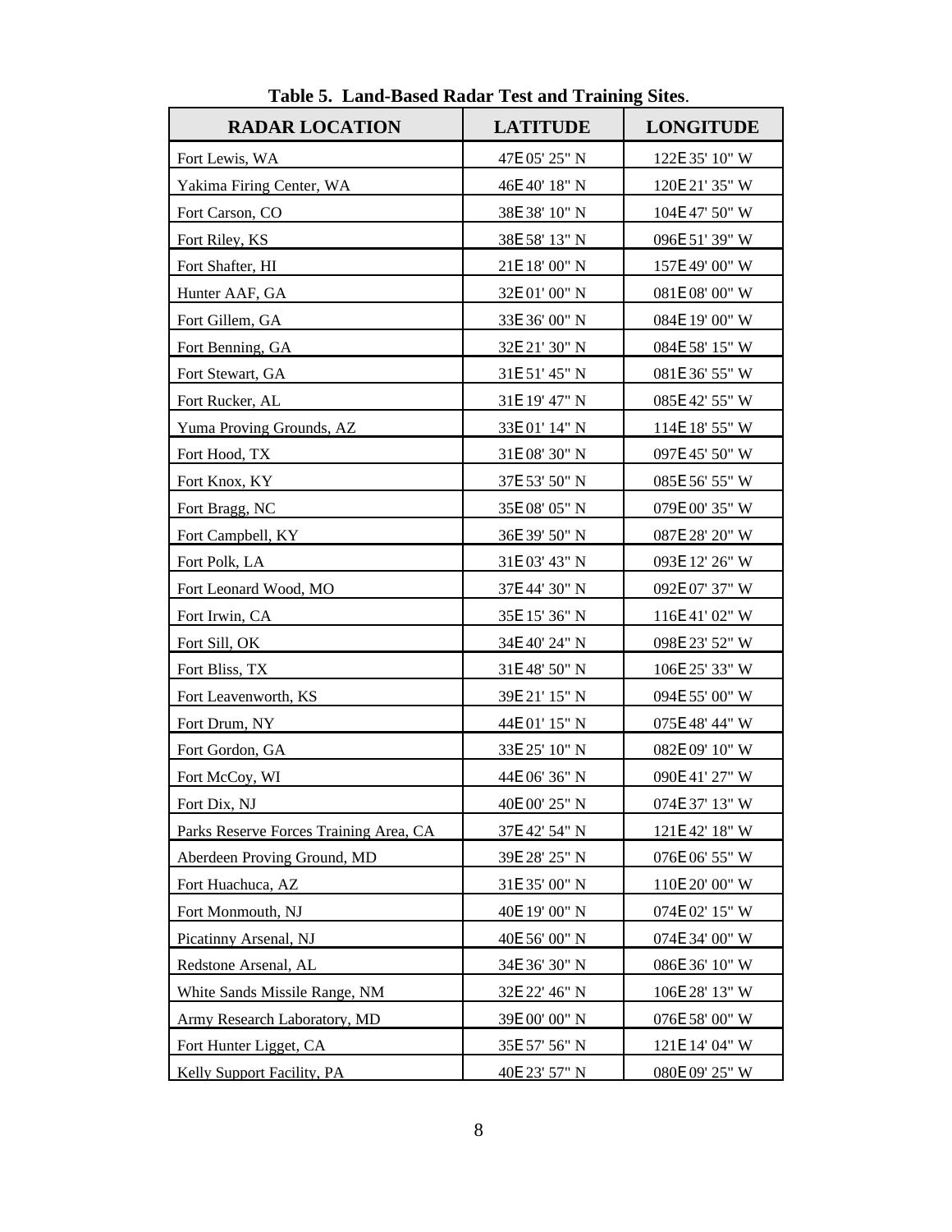**Table 5. Land-Based Radar Test and Training Sites**.

| RADAR LOCATION | LATITUDE | LONGITUDE |
|---|---|---|
| Fort Lewis, WA | 47E05' 25" N | 122E35' 10" W |
| Yakima Firing Center, WA | 46E40' 18" N | 120E21' 35" W |
| Fort Carson, CO | 38E38' 10" N | 104E47' 50" W |
| Fort Riley, KS | 38E58' 13" N | 096E51' 39" W |
| Fort Shafter, HI | 21E18' 00" N | 157E49' 00" W |
| Hunter AAF, GA | 32E01' 00" N | 081E08' 00" W |
| Fort Gillem, GA | 33E36' 00" N | 084E19' 00" W |
| Fort Benning, GA | 32E21' 30" N | 084E58' 15" W |
| Fort Stewart, GA | 31E51' 45" N | 081E36' 55" W |
| Fort Rucker, AL | 31E19' 47" N | 085E42' 55" W |
| Yuma Proving Grounds, AZ | 33E01' 14" N | 114E18' 55" W |
| Fort Hood, TX | 31E08' 30" N | 097E45' 50" W |
| Fort Knox, KY | 37E53' 50" N | 085E56' 55" W |
| Fort Bragg, NC | 35E08' 05" N | 079E00' 35" W |
| Fort Campbell, KY | 36E39' 50" N | 087E28' 20" W |
| Fort Polk, LA | 31E03' 43" N | 093E12' 26" W |
| Fort Leonard Wood, MO | 37E44' 30" N | 092E07' 37" W |
| Fort Irwin, CA | 35E15' 36" N | 116E41' 02" W |
| Fort Sill, OK | 34E40' 24" N | 098E23' 52" W |
| Fort Bliss, TX | 31E48' 50" N | 106E25' 33" W |
| Fort Leavenworth, KS | 39E21' 15" N | 094E55' 00" W |
| Fort Drum, NY | 44E01' 15" N | 075E48' 44" W |
| Fort Gordon, GA | 33E25' 10" N | 082E09' 10" W |
| Fort McCoy, WI | 44E06' 36" N | 090E41' 27" W |
| Fort Dix, NJ | 40E00' 25" N | 074E37' 13" W |
| Parks Reserve Forces Training Area, CA | 37E42' 54" N | 121E42' 18" W |
| Aberdeen Proving Ground, MD | 39E28' 25" N | 076E06' 55" W |
| Fort Huachuca, AZ | 31E35' 00" N | 110E20' 00" W |
| Fort Monmouth, NJ | 40E19' 00" N | 074E02' 15" W |
| Picatinny Arsenal, NJ | 40E56' 00" N | 074E34' 00" W |
| Redstone Arsenal, AL | 34E36' 30" N | 086E36' 10" W |
| White Sands Missile Range, NM | 32E22' 46" N | 106E28' 13" W |
| Army Research Laboratory, MD | 39E00' 00" N | 076E58' 00" W |
| Fort Hunter Ligget, CA | 35E57' 56" N | 121E14' 04" W |
| Kelly Support Facility, PA | 40E23' 57" N | 080E09' 25" W |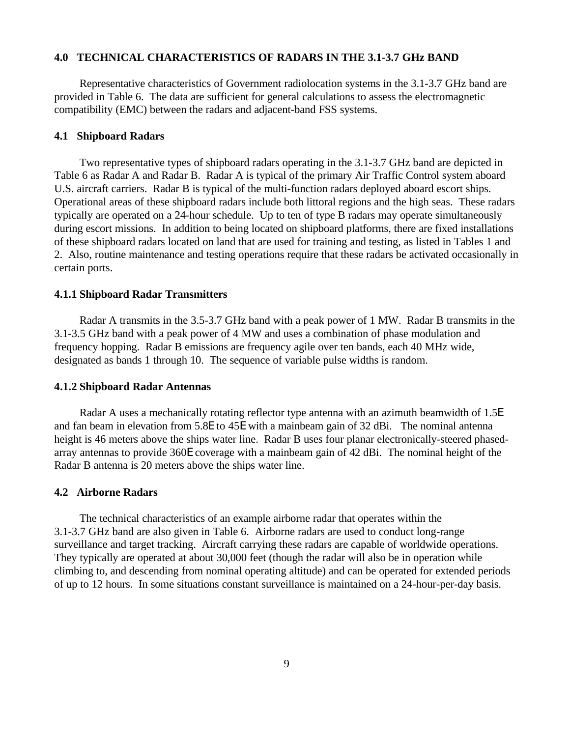### 4.0 TECHNICAL CHARACTERISTICS OF RADARS IN THE 3.1-3.7 GHz BAND

Representative characteristics of Government radiolocation systems in the 3.1-3.7 GHz band are provided in Table 6. The data are sufficient for general calculations to assess the electromagnetic compatibility (EMC) between the radars and adjacent-band FSS systems.

### 4.1 Shipboard Radars

Two representative types of shipboard radars operating in the 3.1-3.7 GHz band are depicted in Table 6 as Radar A and Radar B. Radar A is typical of the primary Air Traffic Control system aboard U.S. aircraft carriers. Radar B is typical of the multi-function radars deployed aboard escort ships. Operational areas of these shipboard radars include both littoral regions and the high seas. These radars typically are operated on a 24-hour schedule. Up to ten of type B radars may operate simultaneously during escort missions. In addition to being located on shipboard platforms, there are fixed installations of these shipboard radars located on land that are used for training and testing, as listed in Tables 1 and 2. Also, routine maintenance and testing operations require that these radars be activated occasionally in certain ports.

#### 4.1.1 Shipboard Radar Transmitters

Radar A transmits in the 3.5-3.7 GHz band with a peak power of 1 MW. Radar B transmits in the 3.1-3.5 GHz band with a peak power of 4 MW and uses a combination of phase modulation and frequency hopping. Radar B emissions are frequency agile over ten bands, each 40 MHz wide, designated as bands 1 through 10. The sequence of variable pulse widths is random.

#### 4.1.2 Shipboard Radar Antennas

Radar A uses a mechanically rotating reflector type antenna with an azimuth beamwidth of 1.5° and fan beam in elevation from 5.8° to 45° with a mainbeam gain of 32 dBi. The nominal antenna height is 46 meters above the ships water line. Radar B uses four planar electronically-steered phased-array antennas to provide 360° coverage with a mainbeam gain of 42 dBi. The nominal height of the Radar B antenna is 20 meters above the ships water line.

### 4.2 Airborne Radars

The technical characteristics of an example airborne radar that operates within the 3.1-3.7 GHz band are also given in Table 6. Airborne radars are used to conduct long-range surveillance and target tracking. Aircraft carrying these radars are capable of worldwide operations. They typically are operated at about 30,000 feet (though the radar will also be in operation while climbing to, and descending from nominal operating altitude) and can be operated for extended periods of up to 12 hours. In some situations constant surveillance is maintained on a 24-hour-per-day basis.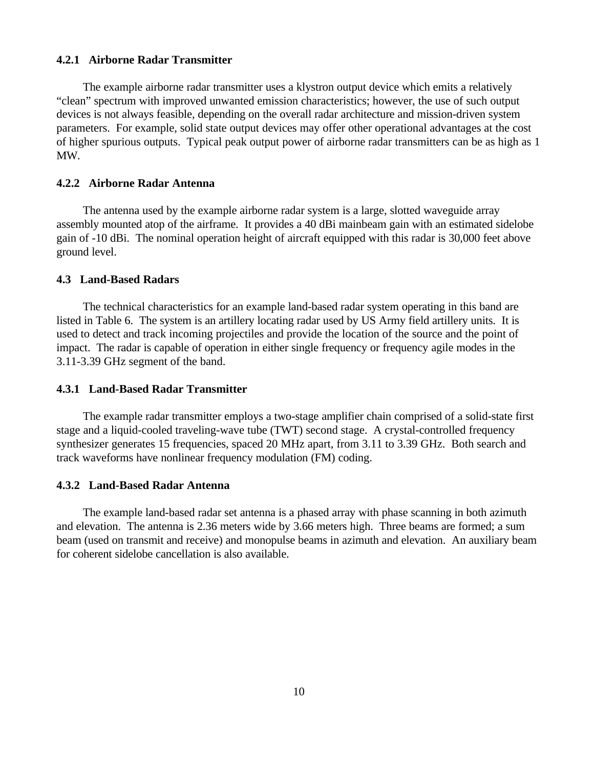### 4.2.1 Airborne Radar Transmitter

The example airborne radar transmitter uses a klystron output device which emits a relatively "clean" spectrum with improved unwanted emission characteristics; however, the use of such output devices is not always feasible, depending on the overall radar architecture and mission-driven system parameters. For example, solid state output devices may offer other operational advantages at the cost of higher spurious outputs. Typical peak output power of airborne radar transmitters can be as high as 1 MW.

### 4.2.2 Airborne Radar Antenna

The antenna used by the example airborne radar system is a large, slotted waveguide array assembly mounted atop of the airframe. It provides a 40 dBi mainbeam gain with an estimated sidelobe gain of -10 dBi. The nominal operation height of aircraft equipped with this radar is 30,000 feet above ground level.

## 4.3 Land-Based Radars

The technical characteristics for an example land-based radar system operating in this band are listed in Table 6. The system is an artillery locating radar used by US Army field artillery units. It is used to detect and track incoming projectiles and provide the location of the source and the point of impact. The radar is capable of operation in either single frequency or frequency agile modes in the 3.11-3.39 GHz segment of the band.

### 4.3.1 Land-Based Radar Transmitter

The example radar transmitter employs a two-stage amplifier chain comprised of a solid-state first stage and a liquid-cooled traveling-wave tube (TWT) second stage. A crystal-controlled frequency synthesizer generates 15 frequencies, spaced 20 MHz apart, from 3.11 to 3.39 GHz. Both search and track waveforms have nonlinear frequency modulation (FM) coding.

### 4.3.2 Land-Based Radar Antenna

The example land-based radar set antenna is a phased array with phase scanning in both azimuth and elevation. The antenna is 2.36 meters wide by 3.66 meters high. Three beams are formed; a sum beam (used on transmit and receive) and monopulse beams in azimuth and elevation. An auxiliary beam for coherent sidelobe cancellation is also available.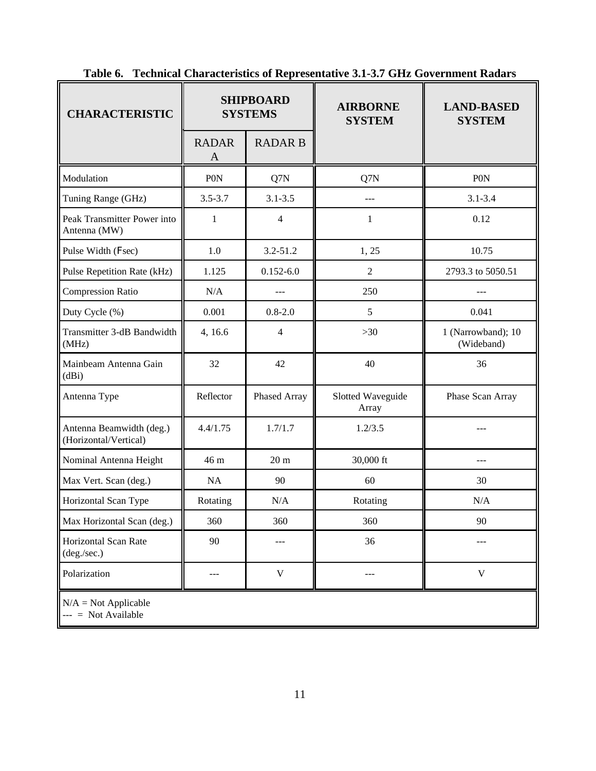**Table 6. Technical Characteristics of Representative 3.1-3.7 GHz Government Radars**

| CHARACTERISTIC | SHIPBOARD SYSTEMS | | AIRBORNE SYSTEM | LAND-BASED SYSTEM |
|---|---|---|---|---|
| | RADAR A | RADAR B | | |
| Modulation | P0N | Q7N | Q7N | P0N |
| Tuning Range (GHz) | 3.5-3.7 | 3.1-3.5 | --- | 3.1-3.4 |
| Peak Transmitter Power into Antenna (MW) | 1 | 4 | 1 | 0.12 |
| Pulse Width (Fsec) | 1.0 | 3.2-51.2 | 1, 25 | 10.75 |
| Pulse Repetition Rate (kHz) | 1.125 | 0.152-6.0 | 2 | 2793.3 to 5050.51 |
| Compression Ratio | N/A | --- | 250 | --- |
| Duty Cycle (%) | 0.001 | 0.8-2.0 | 5 | 0.041 |
| Transmitter 3-dB Bandwidth (MHz) | 4, 16.6 | 4 | >30 | 1 (Narrowband); 10 (Wideband) |
| Mainbeam Antenna Gain (dBi) | 32 | 42 | 40 | 36 |
| Antenna Type | Reflector | Phased Array | Slotted Waveguide Array | Phase Scan Array |
| Antenna Beamwidth (deg.) (Horizontal/Vertical) | 4.4/1.75 | 1.7/1.7 | 1.2/3.5 | --- |
| Nominal Antenna Height | 46 m | 20 m | 30,000 ft | --- |
| Max Vert. Scan (deg.) | NA | 90 | 60 | 30 |
| Horizontal Scan Type | Rotating | N/A | Rotating | N/A |
| Max Horizontal Scan (deg.) | 360 | 360 | 360 | 90 |
| Horizontal Scan Rate (deg./sec.) | 90 | --- | 36 | --- |
| Polarization | --- | V | --- | V |

N/A = Not Applicable
--- = Not Available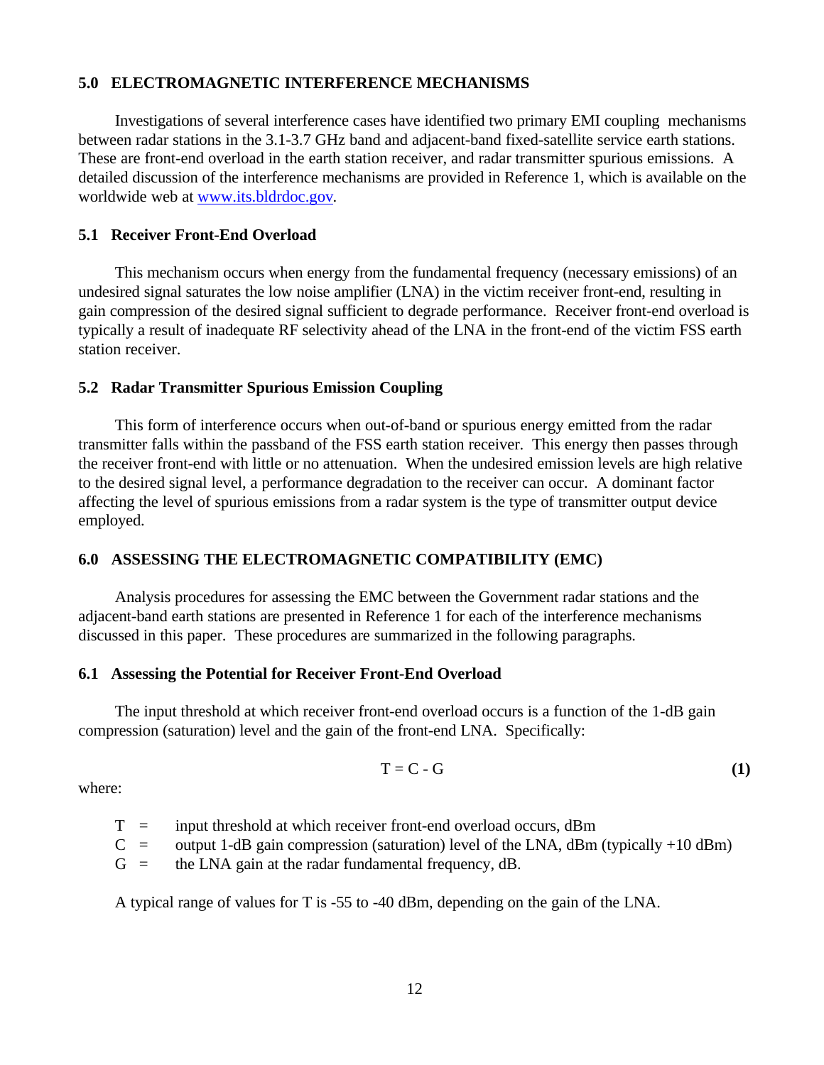## 5.0 ELECTROMAGNETIC INTERFERENCE MECHANISMS

Investigations of several interference cases have identified two primary EMI coupling mechanisms between radar stations in the 3.1-3.7 GHz band and adjacent-band fixed-satellite service earth stations. These are front-end overload in the earth station receiver, and radar transmitter spurious emissions. A detailed discussion of the interference mechanisms are provided in Reference 1, which is available on the worldwide web at www.its.bldrdoc.gov.

### 5.1 Receiver Front-End Overload

This mechanism occurs when energy from the fundamental frequency (necessary emissions) of an undesired signal saturates the low noise amplifier (LNA) in the victim receiver front-end, resulting in gain compression of the desired signal sufficient to degrade performance. Receiver front-end overload is typically a result of inadequate RF selectivity ahead of the LNA in the front-end of the victim FSS earth station receiver.

### 5.2 Radar Transmitter Spurious Emission Coupling

This form of interference occurs when out-of-band or spurious energy emitted from the radar transmitter falls within the passband of the FSS earth station receiver. This energy then passes through the receiver front-end with little or no attenuation. When the undesired emission levels are high relative to the desired signal level, a performance degradation to the receiver can occur. A dominant factor affecting the level of spurious emissions from a radar system is the type of transmitter output device employed.

## 6.0 ASSESSING THE ELECTROMAGNETIC COMPATIBILITY (EMC)

Analysis procedures for assessing the EMC between the Government radar stations and the adjacent-band earth stations are presented in Reference 1 for each of the interference mechanisms discussed in this paper. These procedures are summarized in the following paragraphs.

### 6.1 Assessing the Potential for Receiver Front-End Overload

The input threshold at which receiver front-end overload occurs is a function of the 1-dB gain compression (saturation) level and the gain of the front-end LNA. Specifically:

$$T = C - G \tag{1}$$

where:

- $T$ = input threshold at which receiver front-end overload occurs, dBm
- $C$ = output 1-dB gain compression (saturation) level of the LNA, dBm (typically +10 dBm)
- $G$ = the LNA gain at the radar fundamental frequency, dB.

A typical range of values for $T$ is -55 to -40 dBm, depending on the gain of the LNA.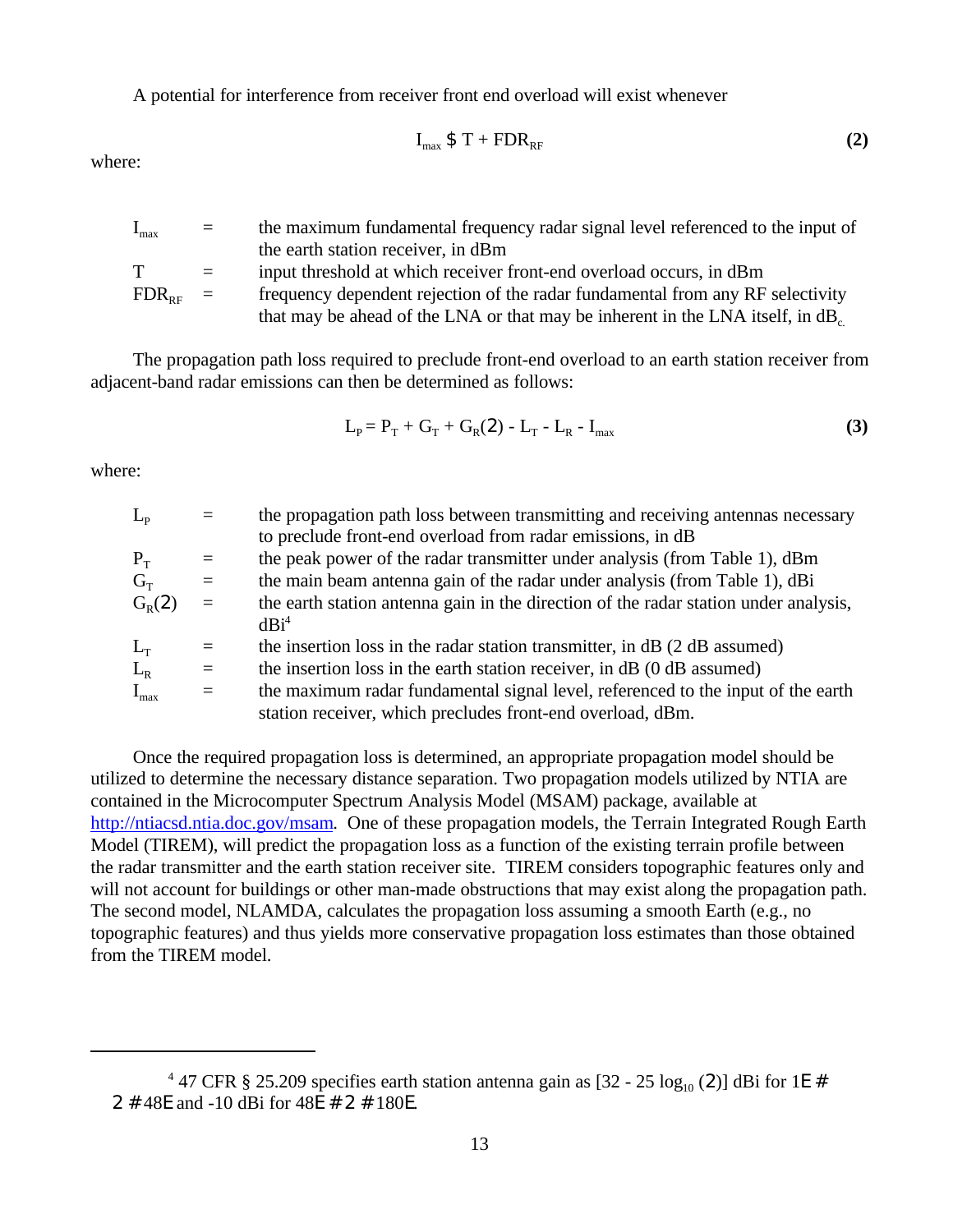A potential for interference from receiver front end overload will exist whenever

$$I_{max} \geq T + FDR_{RF} \quad \textbf{(2)}$$

where:

- $I_{max}$ = the maximum fundamental frequency radar signal level referenced to the input of the earth station receiver, in dBm
- $T$ = input threshold at which receiver front-end overload occurs, in dBm
- $FDR_{RF}$ = frequency dependent rejection of the radar fundamental from any RF selectivity that may be ahead of the LNA or that may be inherent in the LNA itself, in $dB_c$

The propagation path loss required to preclude front-end overload to an earth station receiver from adjacent-band radar emissions can then be determined as follows:

$$L_P = P_T + G_T + G_R(\theta) - L_T - L_R - I_{max} \quad \textbf{(3)}$$

where:

- $L_P$ = the propagation path loss between transmitting and receiving antennas necessary to preclude front-end overload from radar emissions, in dB
- $P_T$ = the peak power of the radar transmitter under analysis (from Table 1), dBm
- $G_T$ = the main beam antenna gain of the radar under analysis (from Table 1), dBi
- $G_R(\theta)$ = the earth station antenna gain in the direction of the radar station under analysis, dBi[4]
- $L_T$ = the insertion loss in the radar station transmitter, in dB (2 dB assumed)
- $L_R$ = the insertion loss in the earth station receiver, in dB (0 dB assumed)
- $I_{max}$ = the maximum radar fundamental signal level, referenced to the input of the earth station receiver, which precludes front-end overload, dBm.

Once the required propagation loss is determined, an appropriate propagation model should be utilized to determine the necessary distance separation. Two propagation models utilized by NTIA are contained in the Microcomputer Spectrum Analysis Model (MSAM) package, available at http://ntiacsd.ntia.doc.gov/msam. One of these propagation models, the Terrain Integrated Rough Earth Model (TIREM), will predict the propagation loss as a function of the existing terrain profile between the radar transmitter and the earth station receiver site. TIREM considers topographic features only and will not account for buildings or other man-made obstructions that may exist along the propagation path. The second model, NLAMDA, calculates the propagation loss assuming a smooth Earth (e.g., no topographic features) and thus yields more conservative propagation loss estimates than those obtained from the TIREM model.

---

[4] 47 CFR § 25.209 specifies earth station antenna gain as $[32 - 25 \log_{10}(\theta)]$ dBi for $1° \leq \theta \leq 48°$ and -10 dBi for $48° \leq \theta \leq 180°$.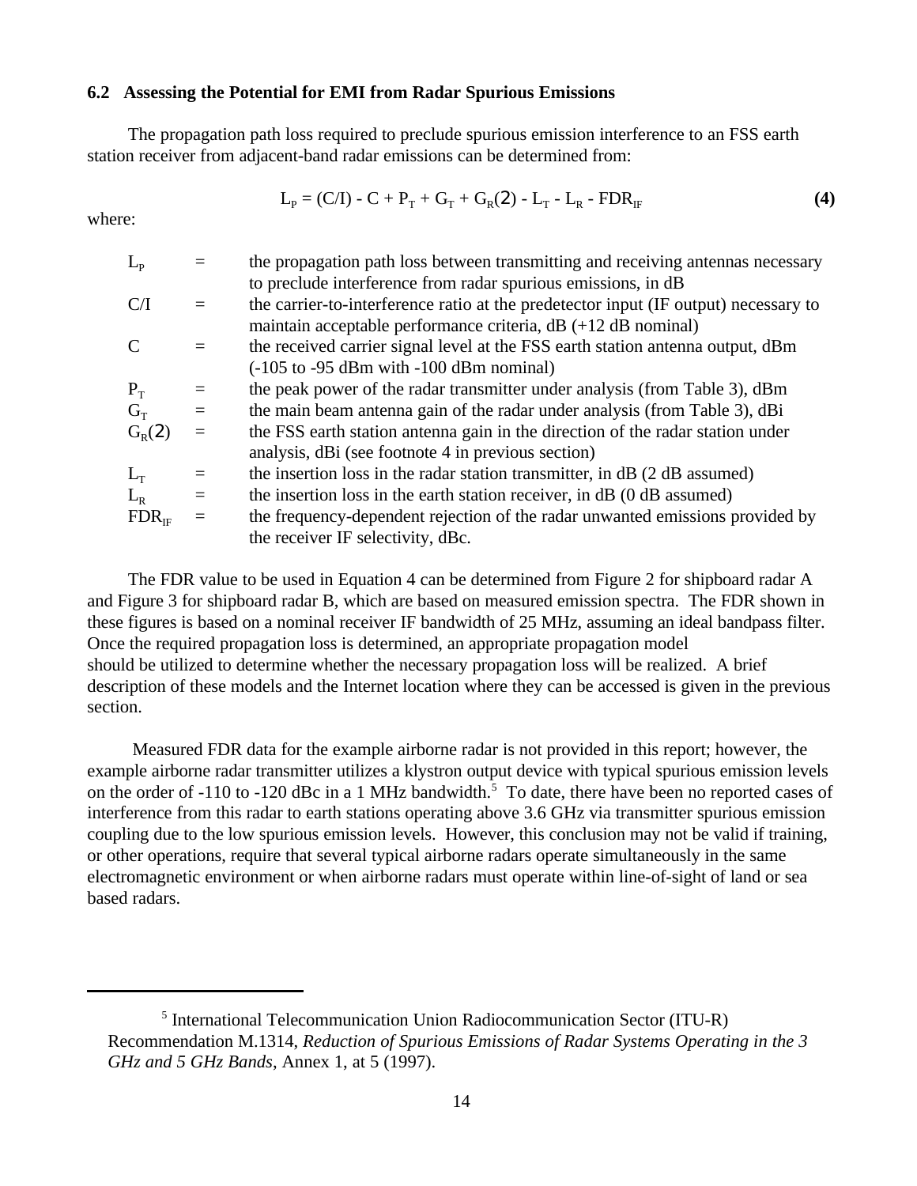### 6.2 Assessing the Potential for EMI from Radar Spurious Emissions

The propagation path loss required to preclude spurious emission interference to an FSS earth station receiver from adjacent-band radar emissions can be determined from:

$$L_P = (C/I) - C + P_T + G_T + G_R(2) - L_T - L_R - FDR_{IF} \tag{4}$$

where:

| | | |
|---|---|---|
| $L_P$ | = | the propagation path loss between transmitting and receiving antennas necessary to preclude interference from radar spurious emissions, in dB |
| C/I | = | the carrier-to-interference ratio at the predetector input (IF output) necessary to maintain acceptable performance criteria, dB (+12 dB nominal) |
| C | = | the received carrier signal level at the FSS earth station antenna output, dBm (-105 to -95 dBm with -100 dBm nominal) |
| $P_T$ | = | the peak power of the radar transmitter under analysis (from Table 3), dBm |
| $G_T$ | = | the main beam antenna gain of the radar under analysis (from Table 3), dBi |
| $G_R(2)$ | = | the FSS earth station antenna gain in the direction of the radar station under analysis, dBi (see footnote 4 in previous section) |
| $L_T$ | = | the insertion loss in the radar station transmitter, in dB (2 dB assumed) |
| $L_R$ | = | the insertion loss in the earth station receiver, in dB (0 dB assumed) |
| $FDR_{IF}$ | = | the frequency-dependent rejection of the radar unwanted emissions provided by the receiver IF selectivity, dBc. |

The FDR value to be used in Equation 4 can be determined from Figure 2 for shipboard radar A and Figure 3 for shipboard radar B, which are based on measured emission spectra. The FDR shown in these figures is based on a nominal receiver IF bandwidth of 25 MHz, assuming an ideal bandpass filter. Once the required propagation loss is determined, an appropriate propagation model should be utilized to determine whether the necessary propagation loss will be realized. A brief description of these models and the Internet location where they can be accessed is given in the previous section.

Measured FDR data for the example airborne radar is not provided in this report; however, the example airborne radar transmitter utilizes a klystron output device with typical spurious emission levels on the order of -110 to -120 dBc in a 1 MHz bandwidth.[5] To date, there have been no reported cases of interference from this radar to earth stations operating above 3.6 GHz via transmitter spurious emission coupling due to the low spurious emission levels. However, this conclusion may not be valid if training, or other operations, require that several typical airborne radars operate simultaneously in the same electromagnetic environment or when airborne radars must operate within line-of-sight of land or sea based radars.

---

[5] International Telecommunication Union Radiocommunication Sector (ITU-R) Recommendation M.1314, *Reduction of Spurious Emissions of Radar Systems Operating in the 3 GHz and 5 GHz Bands*, Annex 1, at 5 (1997).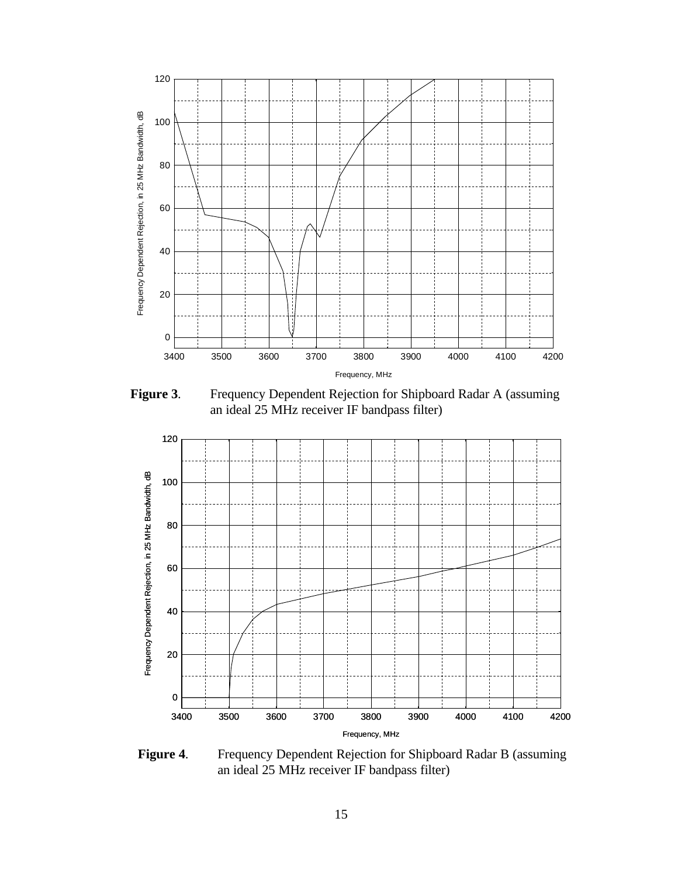**Figure 3**. Frequency Dependent Rejection for Shipboard Radar A (assuming an ideal 25 MHz receiver IF bandpass filter)

**Figure 4**. Frequency Dependent Rejection for Shipboard Radar B (assuming an ideal 25 MHz receiver IF bandpass filter)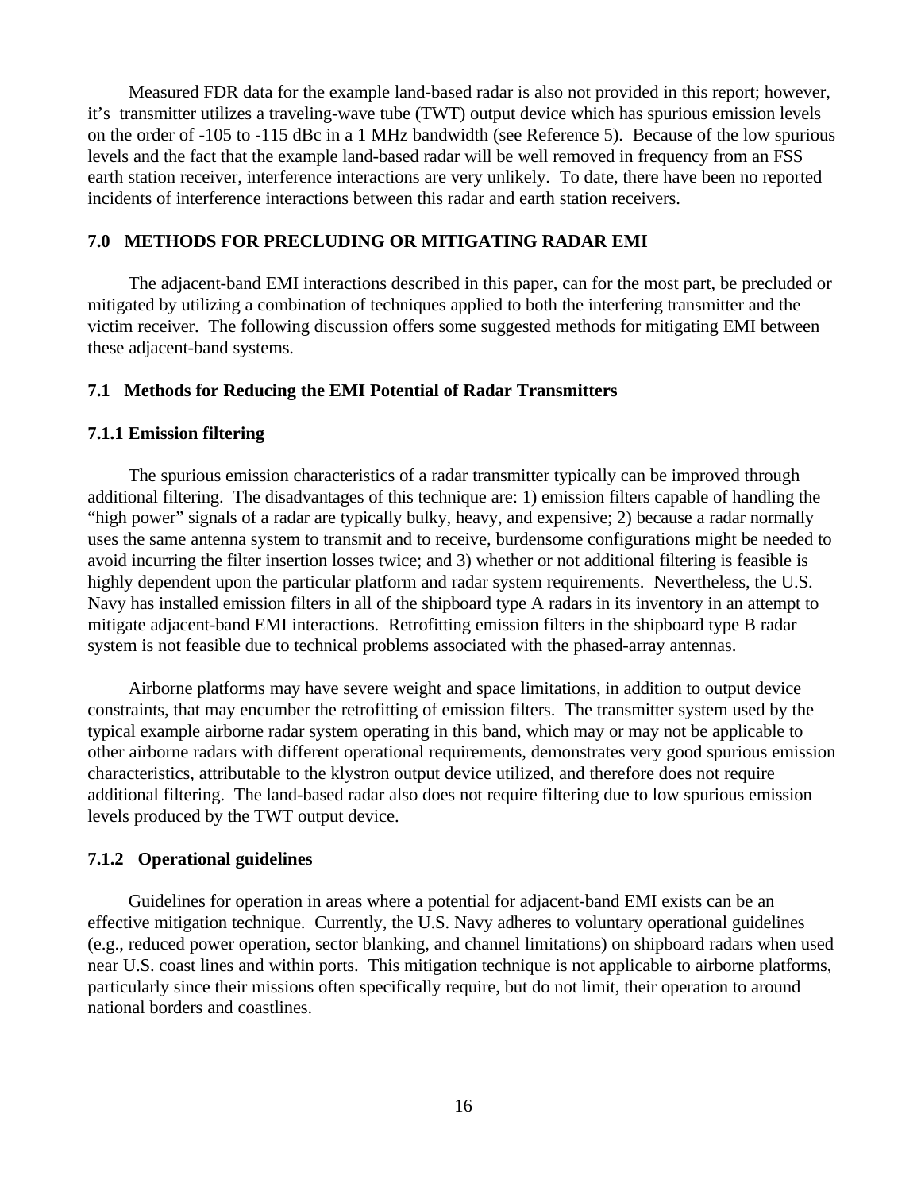Measured FDR data for the example land-based radar is also not provided in this report; however, it's transmitter utilizes a traveling-wave tube (TWT) output device which has spurious emission levels on the order of -105 to -115 dBc in a 1 MHz bandwidth (see Reference 5). Because of the low spurious levels and the fact that the example land-based radar will be well removed in frequency from an FSS earth station receiver, interference interactions are very unlikely. To date, there have been no reported incidents of interference interactions between this radar and earth station receivers.

## 7.0 METHODS FOR PRECLUDING OR MITIGATING RADAR EMI

The adjacent-band EMI interactions described in this paper, can for the most part, be precluded or mitigated by utilizing a combination of techniques applied to both the interfering transmitter and the victim receiver. The following discussion offers some suggested methods for mitigating EMI between these adjacent-band systems.

### 7.1 Methods for Reducing the EMI Potential of Radar Transmitters

#### 7.1.1 Emission filtering

The spurious emission characteristics of a radar transmitter typically can be improved through additional filtering. The disadvantages of this technique are: 1) emission filters capable of handling the "high power" signals of a radar are typically bulky, heavy, and expensive; 2) because a radar normally uses the same antenna system to transmit and to receive, burdensome configurations might be needed to avoid incurring the filter insertion losses twice; and 3) whether or not additional filtering is feasible is highly dependent upon the particular platform and radar system requirements. Nevertheless, the U.S. Navy has installed emission filters in all of the shipboard type A radars in its inventory in an attempt to mitigate adjacent-band EMI interactions. Retrofitting emission filters in the shipboard type B radar system is not feasible due to technical problems associated with the phased-array antennas.

Airborne platforms may have severe weight and space limitations, in addition to output device constraints, that may encumber the retrofitting of emission filters. The transmitter system used by the typical example airborne radar system operating in this band, which may or may not be applicable to other airborne radars with different operational requirements, demonstrates very good spurious emission characteristics, attributable to the klystron output device utilized, and therefore does not require additional filtering. The land-based radar also does not require filtering due to low spurious emission levels produced by the TWT output device.

#### 7.1.2 Operational guidelines

Guidelines for operation in areas where a potential for adjacent-band EMI exists can be an effective mitigation technique. Currently, the U.S. Navy adheres to voluntary operational guidelines (e.g., reduced power operation, sector blanking, and channel limitations) on shipboard radars when used near U.S. coast lines and within ports. This mitigation technique is not applicable to airborne platforms, particularly since their missions often specifically require, but do not limit, their operation to around national borders and coastlines.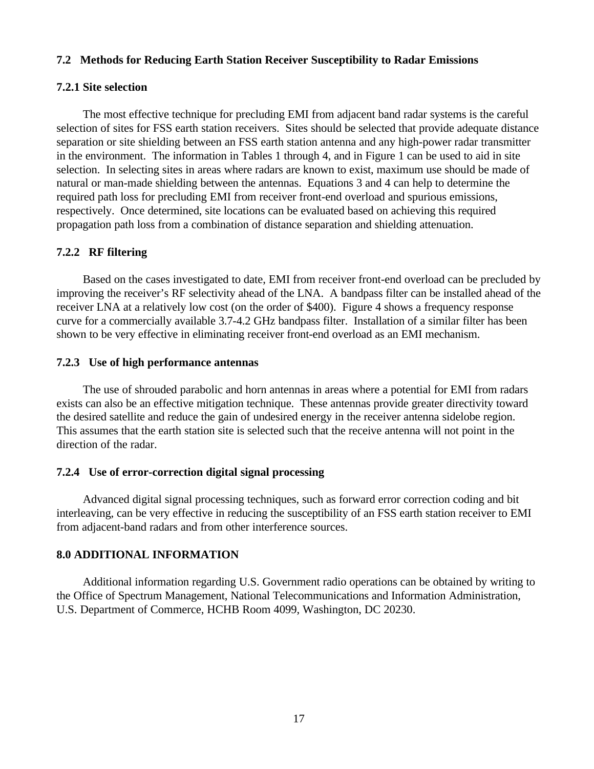## 7.2 Methods for Reducing Earth Station Receiver Susceptibility to Radar Emissions

### 7.2.1 Site selection

The most effective technique for precluding EMI from adjacent band radar systems is the careful selection of sites for FSS earth station receivers. Sites should be selected that provide adequate distance separation or site shielding between an FSS earth station antenna and any high-power radar transmitter in the environment. The information in Tables 1 through 4, and in Figure 1 can be used to aid in site selection. In selecting sites in areas where radars are known to exist, maximum use should be made of natural or man-made shielding between the antennas. Equations 3 and 4 can help to determine the required path loss for precluding EMI from receiver front-end overload and spurious emissions, respectively. Once determined, site locations can be evaluated based on achieving this required propagation path loss from a combination of distance separation and shielding attenuation.

### 7.2.2 RF filtering

Based on the cases investigated to date, EMI from receiver front-end overload can be precluded by improving the receiver's RF selectivity ahead of the LNA. A bandpass filter can be installed ahead of the receiver LNA at a relatively low cost (on the order of $400). Figure 4 shows a frequency response curve for a commercially available 3.7-4.2 GHz bandpass filter. Installation of a similar filter has been shown to be very effective in eliminating receiver front-end overload as an EMI mechanism.

### 7.2.3 Use of high performance antennas

The use of shrouded parabolic and horn antennas in areas where a potential for EMI from radars exists can also be an effective mitigation technique. These antennas provide greater directivity toward the desired satellite and reduce the gain of undesired energy in the receiver antenna sidelobe region. This assumes that the earth station site is selected such that the receive antenna will not point in the direction of the radar.

### 7.2.4 Use of error-correction digital signal processing

Advanced digital signal processing techniques, such as forward error correction coding and bit interleaving, can be very effective in reducing the susceptibility of an FSS earth station receiver to EMI from adjacent-band radars and from other interference sources.

## 8.0 ADDITIONAL INFORMATION

Additional information regarding U.S. Government radio operations can be obtained by writing to the Office of Spectrum Management, National Telecommunications and Information Administration, U.S. Department of Commerce, HCHB Room 4099, Washington, DC 20230.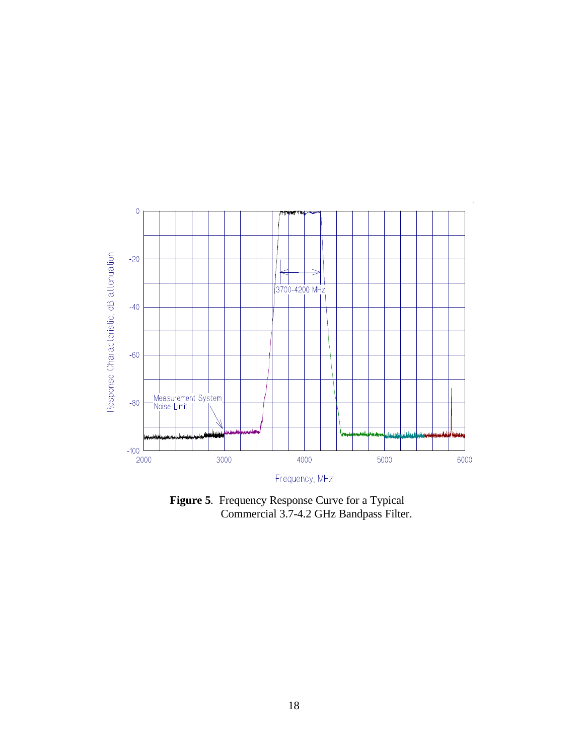Response Characteristic, dB attenuation

0
-20
-40
-60
-80
-100

3700-4200 MHz

Measurement System
Noise Limit

2000
3000
4000
5000
6000

Frequency, MHz

**Figure 5**. Frequency Response Curve for a Typical Commercial 3.7-4.2 GHz Bandpass Filter.